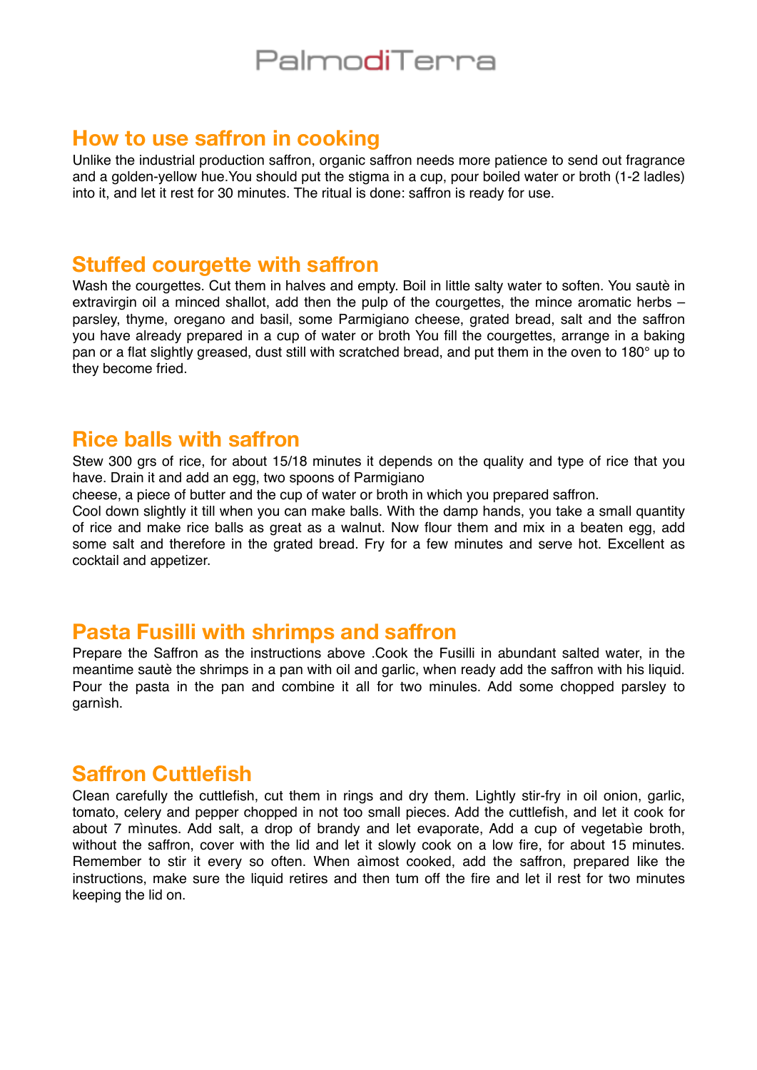# PalmodiTerra

## How to use saffron in cooking

Unlike the industrial production saffron, organic saffron needs more patience to send out fragrance and a golden-yellow hue.You should put the stigma in a cup, pour boiled water or broth (1-2 ladles) into it, and let it rest for 30 minutes. The ritual is done: saffron is ready for use.

## Stuffed courgette with saffron

Wash the courgettes. Cut them in halves and empty. Boil in little salty water to soften. You sautè in extravirgin oil a minced shallot, add then the pulp of the courgettes, the mince aromatic herbs – parsley, thyme, oregano and basil, some Parmigiano cheese, grated bread, salt and the saffron you have already prepared in a cup of water or broth You fill the courgettes, arrange in a baking pan or a flat slightly greased, dust still with scratched bread, and put them in the oven to 180° up to they become fried.

## Rice balls with saffron

Stew 300 grs of rice, for about 15/18 minutes it depends on the quality and type of rice that you have. Drain it and add an egg, two spoons of Parmigiano cheese, a piece of butter and the cup of water or broth in which you prepared saffron.

Cool down slightly it till when you can make balls. With the damp hands, you take a small quantity of rice and make rice balls as great as a walnut. Now flour them and mix in a beaten egg, add some salt and therefore in the grated bread. Fry for a few minutes and serve hot. Excellent as cocktail and appetizer.

## Pasta Fusilli with shrimps and saffron

Prepare the Saffron as the instructions above .Cook the Fusilli in abundant salted water, in the meantime sautè the shrimps in a pan with oil and garlic, when ready add the saffron with his liquid. Pour the pasta in the pan and combine it all for two minutes. Add some chopped parsley to garnìsh.

## Saffron Cuttlefish

Clean carefully the cuttlefish, cut them in rings and dry them. Lightly stir-fry in oil onion, garlic, tomato, celery and pepper chopped in not too small pieces. Add the cuttlefish, and let it cook for about 7 mìnutes. Add salt, a drop of brandy and let evaporate, Add a cup of vegetabìe broth, without the saffron, cover with the lid and let it slowly cook on a low fire, for about 15 minutes. Remember to stir it every so often. When aìmost cooked, add the saffron, prepared like the instructions, make sure the liquid retires and then tum off the fire and let il rest for two minutes keeping the lid on.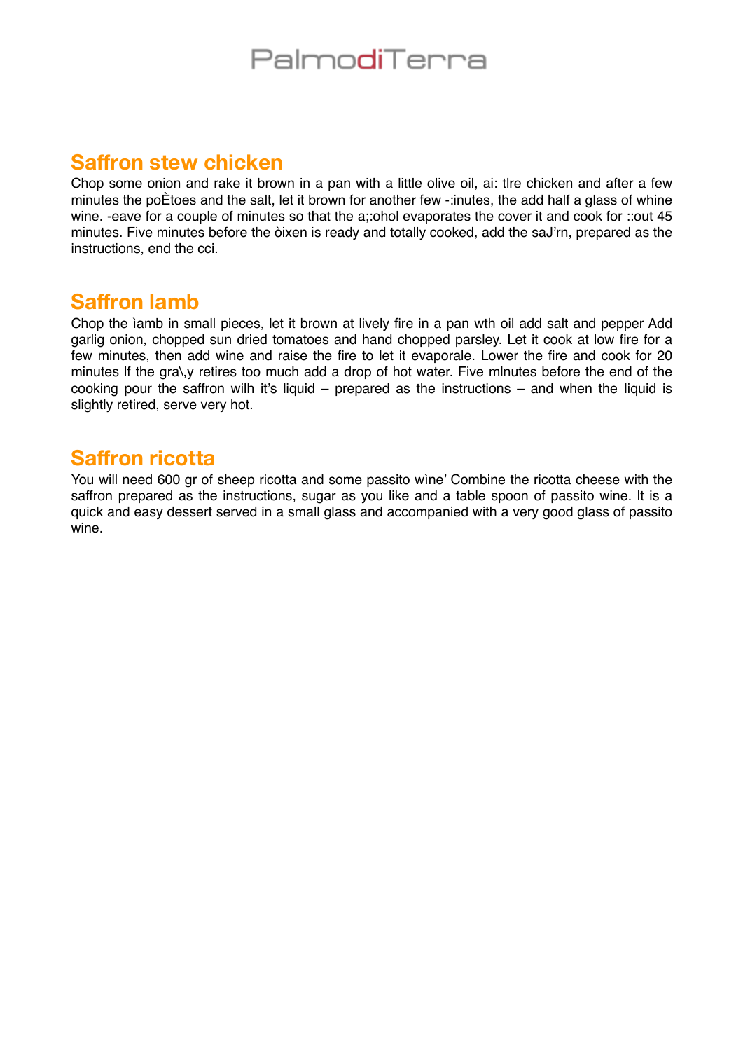# Saffron stew chicken

Chop some onion and rake it brown in a pan with a little olive oil, ai: tlre chicken and after a few minutes the poÈtoes and the salt, let it brown for another few -:inutes, the add half a glass of whine wine. -eave for a couple of minutes so that the a;:ohol evaporates the cover it and cook for ::out 45 minutes. Five minutes before the òixen is ready and totally cooked, add the saJ'rn, prepared as the instructions, end the cci.

# Saffron lamb

Chop the ìamb in small pieces, let it brown at lively fire in a pan wth oil add salt and pepper Add garlig onion, chopped sun dried tomatoes and hand chopped parsley. Let it cook at low fire for a few minutes, then add wine and raise the fire to let it evaporale. Lower the fire and cook for 20 minutes If the gra\,y retires too much add a drop of hot water. Five mlnutes before the end of the cooking pour the saffron wilh it's liquid – prepared as the instructions – and when the liquid is slightly retired, serve very hot.

# Saffron ricotta

You will need 600 gr of sheep ricotta and some passito wìne' Combine the ricotta cheese with the saffron prepared as the instructions, sugar as you like and a table spoon of passito wine. It is a quick and easy dessert served in a small glass and accompanied with a very good glass of passito wine.